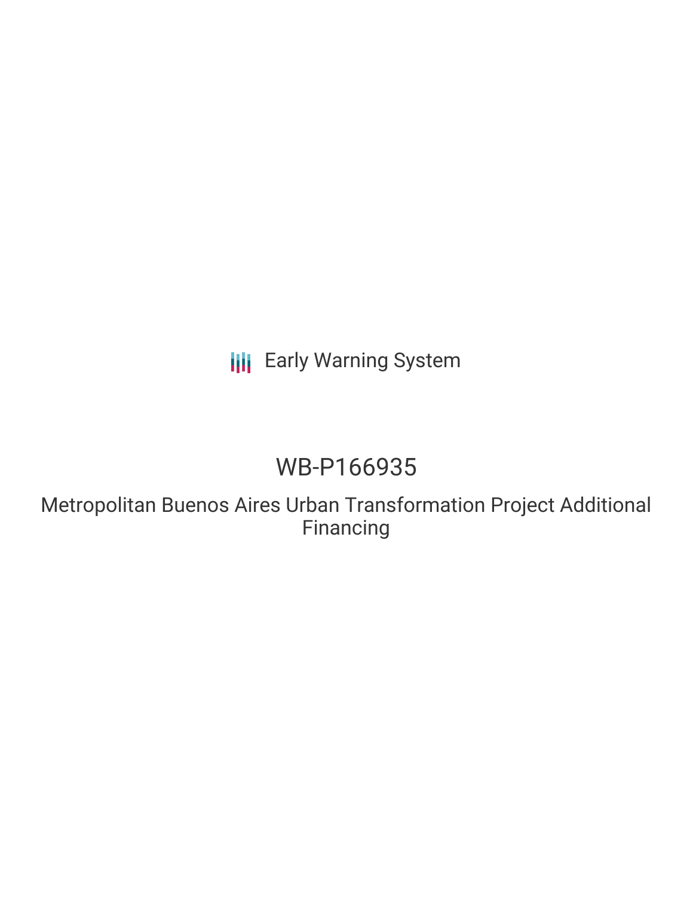Early Warning System

# WB-P166935

## Metropolitan Buenos Aires Urban Transformation Project Additional Financing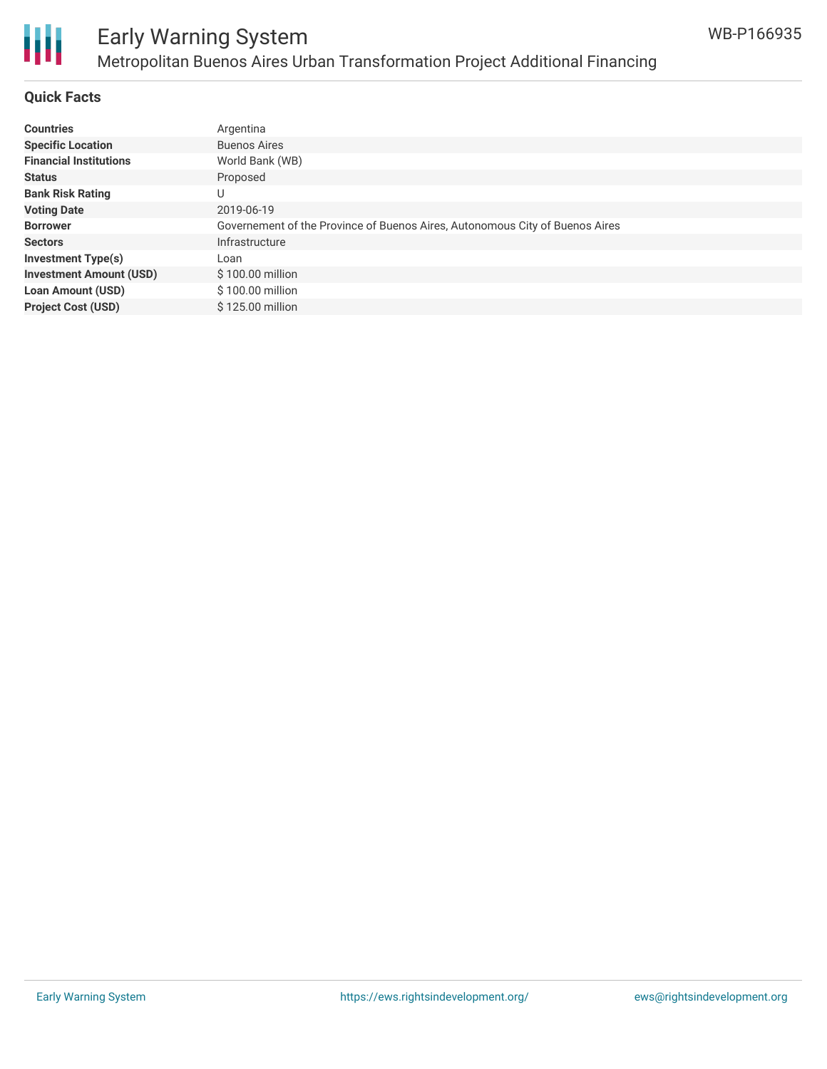## Quick Facts

| | |
|---|---|
| **Countries** | Argentina |
| **Specific Location** | Buenos Aires |
| **Financial Institutions** | World Bank (WB) |
| **Status** | Proposed |
| **Bank Risk Rating** | U |
| **Voting Date** | 2019-06-19 |
| **Borrower** | Governement of the Province of Buenos Aires, Autonomous City of Buenos Aires |
| **Sectors** | Infrastructure |
| **Investment Type(s)** | Loan |
| **Investment Amount (USD)** | $ 100.00 million |
| **Loan Amount (USD)** | $ 100.00 million |
| **Project Cost (USD)** | $ 125.00 million |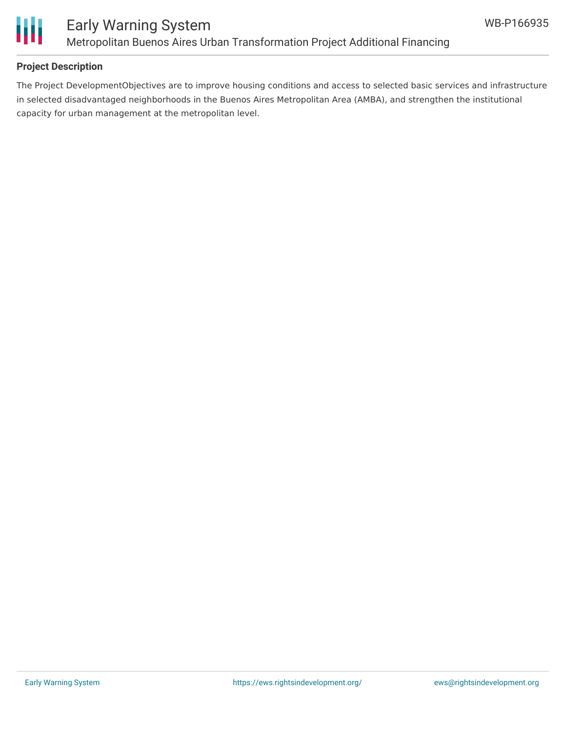## Project Description

The Project DevelopmentObjectives are to improve housing conditions and access to selected basic services and infrastructure in selected disadvantaged neighborhoods in the Buenos Aires Metropolitan Area (AMBA), and strengthen the institutional capacity for urban management at the metropolitan level.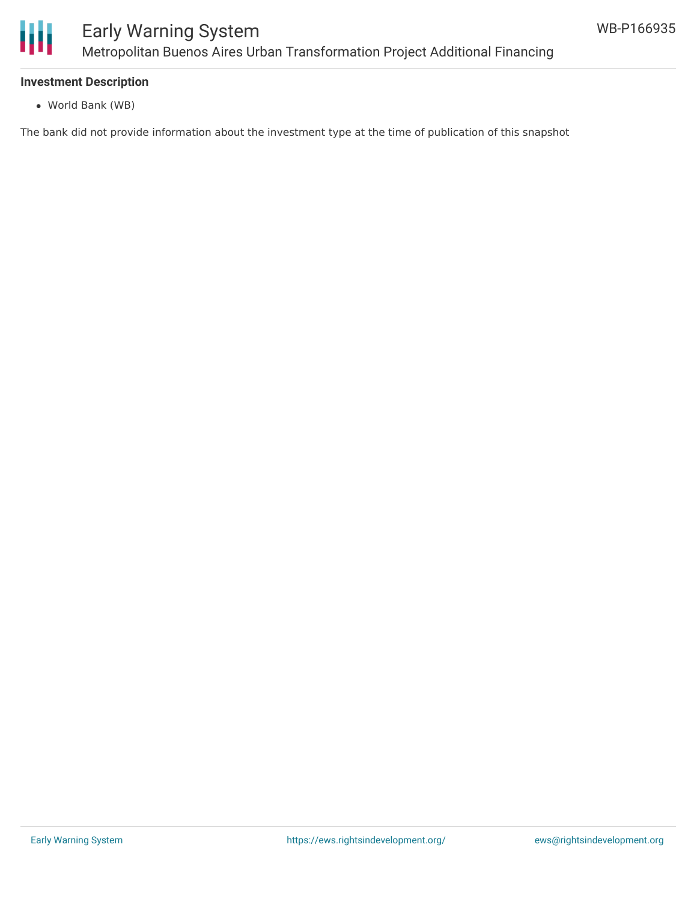**Investment Description**

- World Bank (WB)

The bank did not provide information about the investment type at the time of publication of this snapshot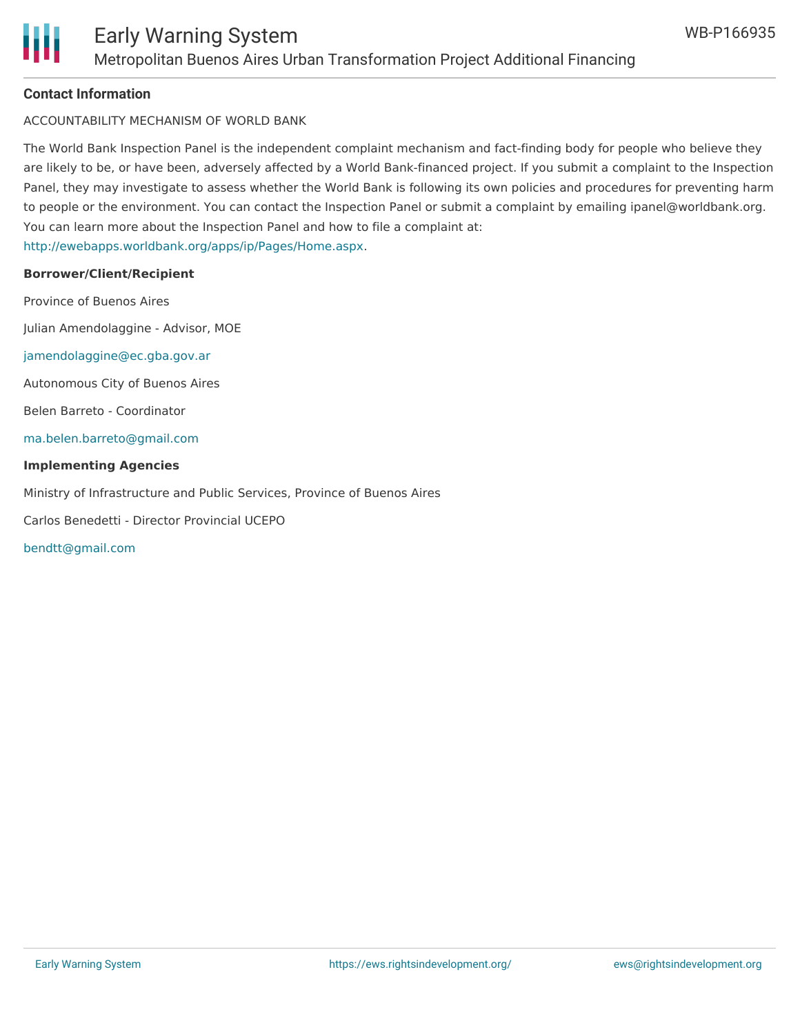**Contact Information**

ACCOUNTABILITY MECHANISM OF WORLD BANK

The World Bank Inspection Panel is the independent complaint mechanism and fact-finding body for people who believe they are likely to be, or have been, adversely affected by a World Bank-financed project. If you submit a complaint to the Inspection Panel, they may investigate to assess whether the World Bank is following its own policies and procedures for preventing harm to people or the environment. You can contact the Inspection Panel or submit a complaint by emailing ipanel@worldbank.org. You can learn more about the Inspection Panel and how to file a complaint at: http://ewebapps.worldbank.org/apps/ip/Pages/Home.aspx.

**Borrower/Client/Recipient**

Province of Buenos Aires

Julian Amendolaggine - Advisor, MOE

jamendolaggine@ec.gba.gov.ar

Autonomous City of Buenos Aires

Belen Barreto - Coordinator

ma.belen.barreto@gmail.com

**Implementing Agencies**

Ministry of Infrastructure and Public Services, Province of Buenos Aires

Carlos Benedetti - Director Provincial UCEPO

bendtt@gmail.com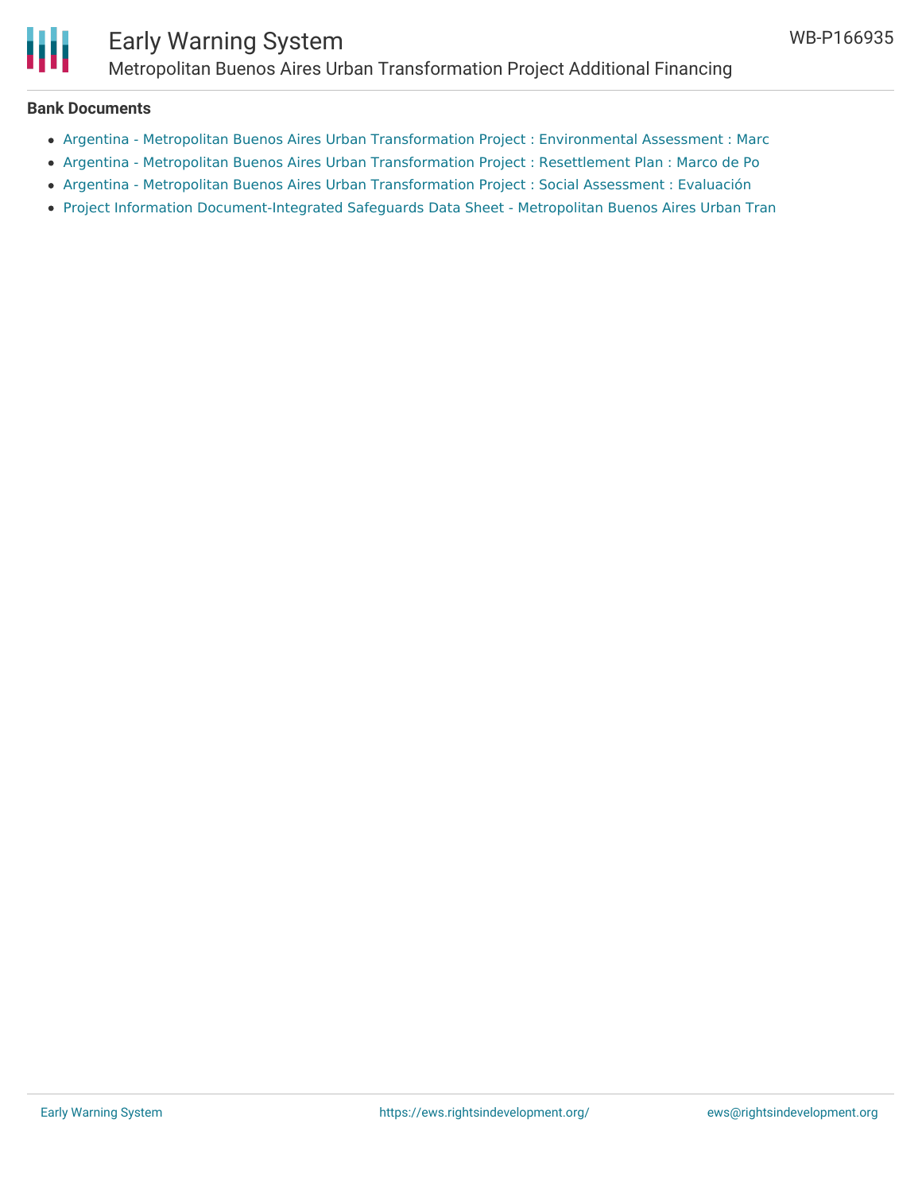**Bank Documents**

- Argentina - Metropolitan Buenos Aires Urban Transformation Project : Environmental Assessment : Marc
- Argentina - Metropolitan Buenos Aires Urban Transformation Project : Resettlement Plan : Marco de Po
- Argentina - Metropolitan Buenos Aires Urban Transformation Project : Social Assessment : Evaluación
- Project Information Document-Integrated Safeguards Data Sheet - Metropolitan Buenos Aires Urban Tran